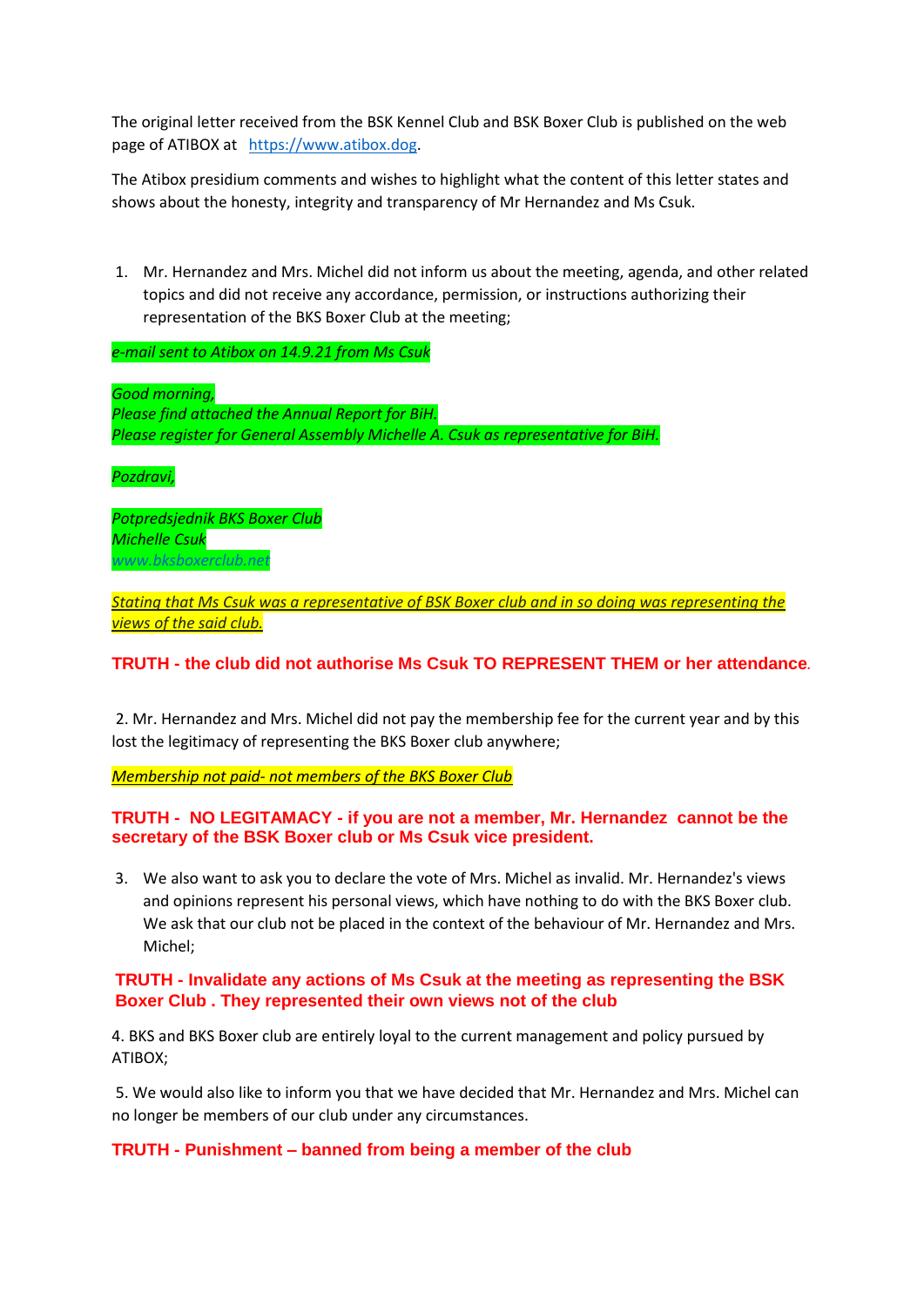The original letter received from the BSK Kennel Club and BSK Boxer Club is published on the web page of ATIBOX at https://www.atibox.dog.

The Atibox presidium comments and wishes to highlight what the content of this letter states and shows about the honesty, integrity and transparency of Mr Hernandez and Ms Csuk.

1. Mr. Hernandez and Mrs. Michel did not inform us about the meeting, agenda, and other related topics and did not receive any accordance, permission, or instructions authorizing their representation of the BKS Boxer Club at the meeting;

*e-mail sent to Atibox on 14.9.21 from Ms Csuk*

*Good morning,*
*Please find attached the Annual Report for BiH.*
*Please register for General Assembly Michelle A. Csuk as representative for BiH.*

*Pozdravi,*

*Potpredsjednik BKS Boxer Club*
*Michelle Csuk*
*www.bksboxerclub.net*

*Stating that Ms Csuk was a representative of BSK Boxer club and in so doing was representing the views of the said club.*

**TRUTH - the club did not authorise Ms Csuk TO REPRESENT THEM or her attendance.**

2. Mr. Hernandez and Mrs. Michel did not pay the membership fee for the current year and by this lost the legitimacy of representing the BKS Boxer club anywhere;

*Membership not paid- not members of the BKS Boxer Club*

**TRUTH - NO LEGITAMACY - if you are not a member, Mr. Hernandez cannot be the secretary of the BSK Boxer club or Ms Csuk vice president.**

3. We also want to ask you to declare the vote of Mrs. Michel as invalid. Mr. Hernandez's views and opinions represent his personal views, which have nothing to do with the BKS Boxer club. We ask that our club not be placed in the context of the behaviour of Mr. Hernandez and Mrs. Michel;

**TRUTH - Invalidate any actions of Ms Csuk at the meeting as representing the BSK Boxer Club . They represented their own views not of the club**

4. BKS and BKS Boxer club are entirely loyal to the current management and policy pursued by ATIBOX;

5. We would also like to inform you that we have decided that Mr. Hernandez and Mrs. Michel can no longer be members of our club under any circumstances.

**TRUTH - Punishment – banned from being a member of the club**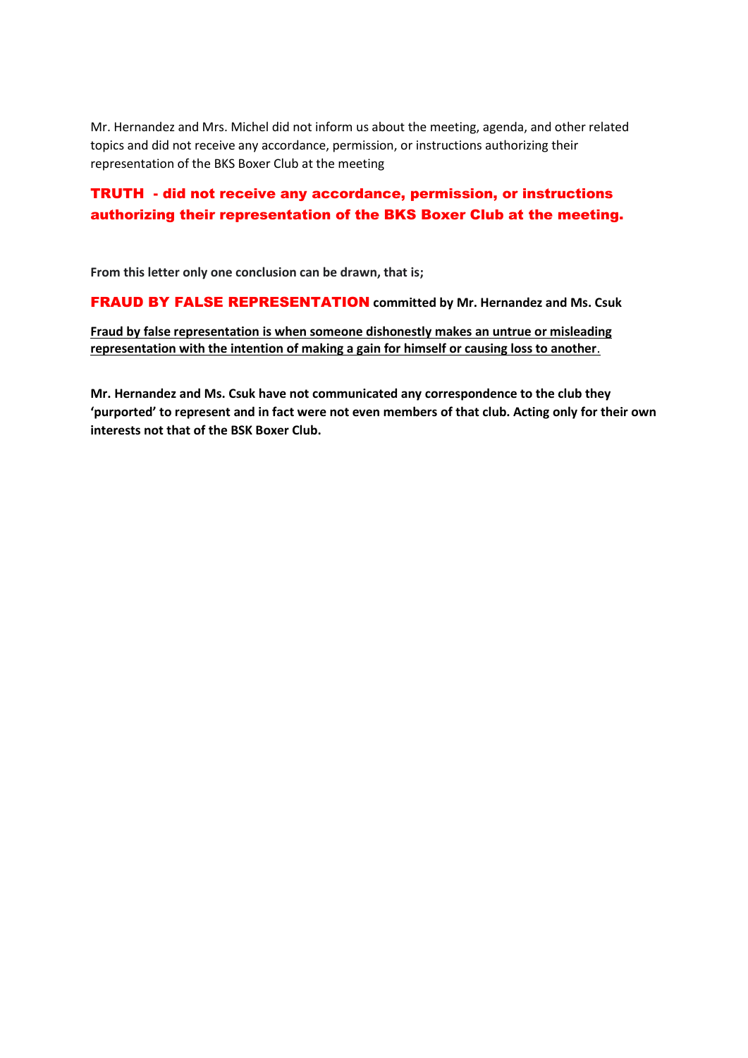Mr. Hernandez and Mrs. Michel did not inform us about the meeting, agenda, and other related topics and did not receive any accordance, permission, or instructions authorizing their representation of the BKS Boxer Club at the meeting

**TRUTH - did not receive any accordance, permission, or instructions authorizing their representation of the BKS Boxer Club at the meeting.**

**From this letter only one conclusion can be drawn, that is;**

**FRAUD BY FALSE REPRESENTATION committed by Mr. Hernandez and Ms. Csuk**

**Fraud by false representation is when someone dishonestly makes an untrue or misleading representation with the intention of making a gain for himself or causing loss to another.**

**Mr. Hernandez and Ms. Csuk have not communicated any correspondence to the club they 'purported' to represent and in fact were not even members of that club. Acting only for their own interests not that of the BSK Boxer Club.**